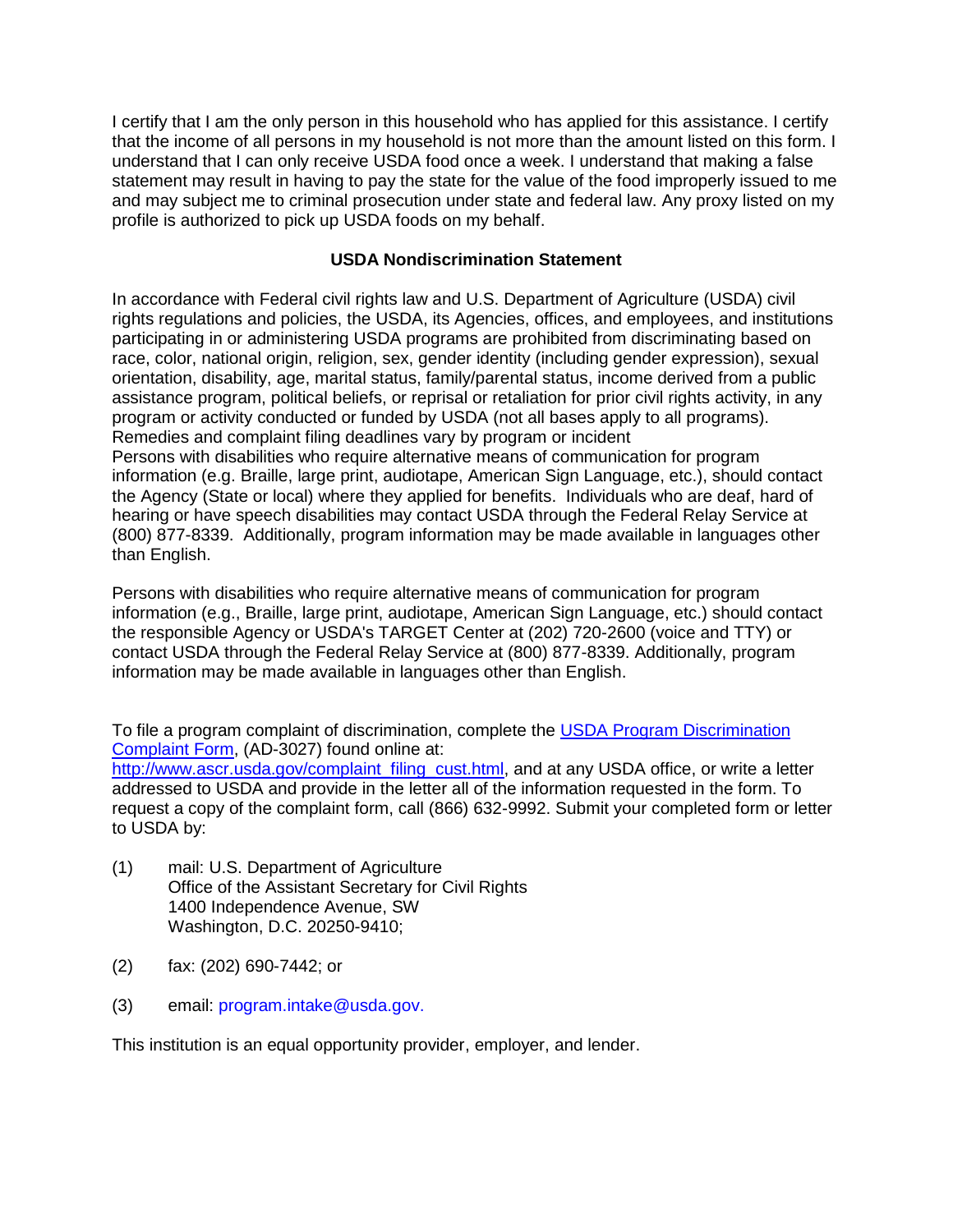I certify that I am the only person in this household who has applied for this assistance. I certify that the income of all persons in my household is not more than the amount listed on this form. I understand that I can only receive USDA food once a week. I understand that making a false statement may result in having to pay the state for the value of the food improperly issued to me and may subject me to criminal prosecution under state and federal law. Any proxy listed on my profile is authorized to pick up USDA foods on my behalf.

**USDA Nondiscrimination Statement**

In accordance with Federal civil rights law and U.S. Department of Agriculture (USDA) civil rights regulations and policies, the USDA, its Agencies, offices, and employees, and institutions participating in or administering USDA programs are prohibited from discriminating based on race, color, national origin, religion, sex, gender identity (including gender expression), sexual orientation, disability, age, marital status, family/parental status, income derived from a public assistance program, political beliefs, or reprisal or retaliation for prior civil rights activity, in any program or activity conducted or funded by USDA (not all bases apply to all programs). Remedies and complaint filing deadlines vary by program or incident
Persons with disabilities who require alternative means of communication for program information (e.g. Braille, large print, audiotape, American Sign Language, etc.), should contact the Agency (State or local) where they applied for benefits. Individuals who are deaf, hard of hearing or have speech disabilities may contact USDA through the Federal Relay Service at (800) 877-8339. Additionally, program information may be made available in languages other than English.

Persons with disabilities who require alternative means of communication for program information (e.g., Braille, large print, audiotape, American Sign Language, etc.) should contact the responsible Agency or USDA's TARGET Center at (202) 720-2600 (voice and TTY) or contact USDA through the Federal Relay Service at (800) 877-8339. Additionally, program information may be made available in languages other than English.

To file a program complaint of discrimination, complete the [USDA Program Discrimination Complaint Form](http://www.ascr.usda.gov/complaint_filing_cust.html), (AD-3027) found online at: [http://www.ascr.usda.gov/complaint_filing_cust.html](http://www.ascr.usda.gov/complaint_filing_cust.html), and at any USDA office, or write a letter addressed to USDA and provide in the letter all of the information requested in the form. To request a copy of the complaint form, call (866) 632-9992. Submit your completed form or letter to USDA by:

(1) mail: U.S. Department of Agriculture
Office of the Assistant Secretary for Civil Rights
1400 Independence Avenue, SW
Washington, D.C. 20250-9410;

(2) fax: (202) 690-7442; or

(3) email: program.intake@usda.gov.

This institution is an equal opportunity provider, employer, and lender.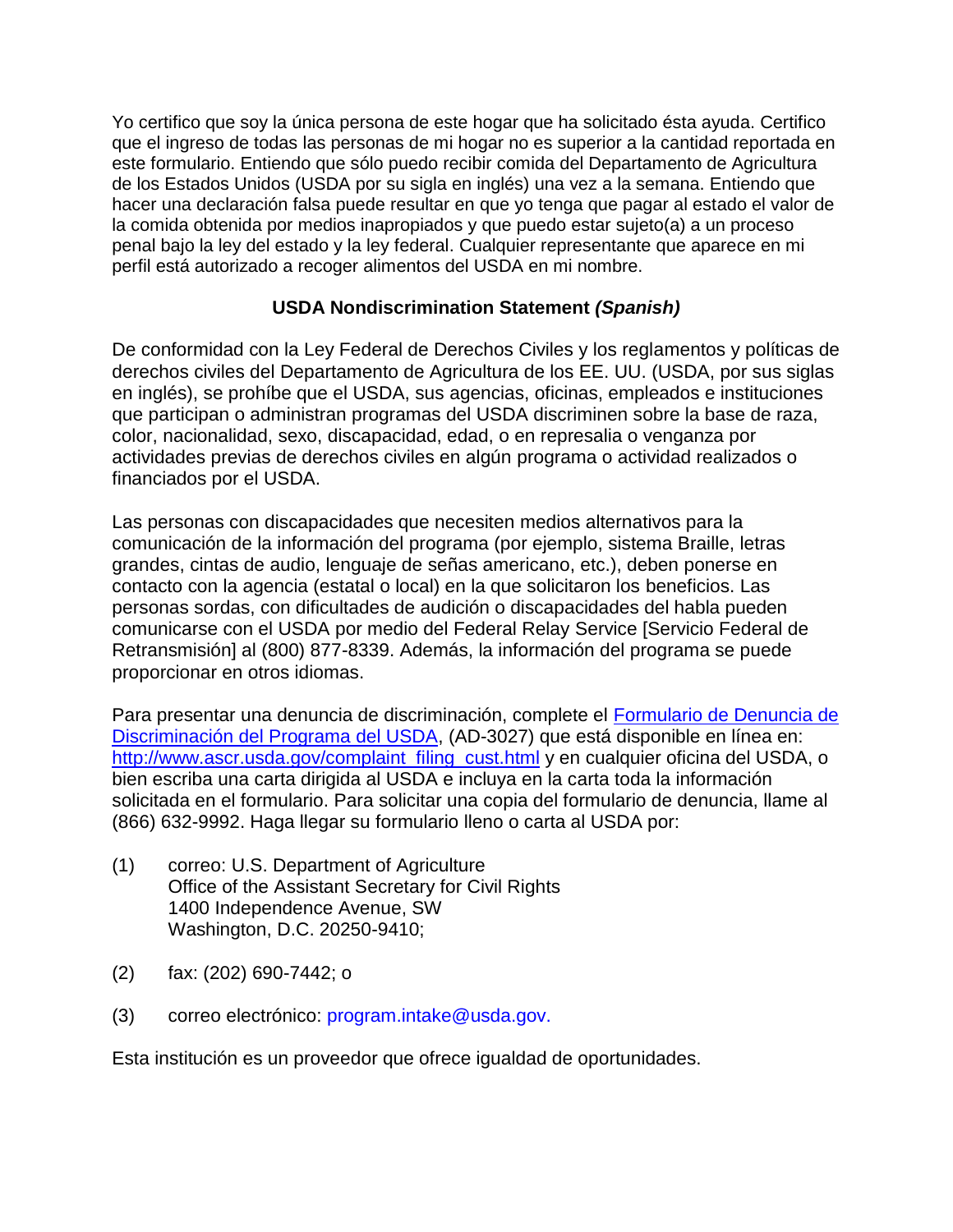Yo certifico que soy la única persona de este hogar que ha solicitado ésta ayuda. Certifico que el ingreso de todas las personas de mi hogar no es superior a la cantidad reportada en este formulario. Entiendo que sólo puedo recibir comida del Departamento de Agricultura de los Estados Unidos (USDA por su sigla en inglés) una vez a la semana. Entiendo que hacer una declaración falsa puede resultar en que yo tenga que pagar al estado el valor de la comida obtenida por medios inapropiados y que puedo estar sujeto(a) a un proceso penal bajo la ley del estado y la ley federal. Cualquier representante que aparece en mi perfil está autorizado a recoger alimentos del USDA en mi nombre.

## USDA Nondiscrimination Statement *(Spanish)*

De conformidad con la Ley Federal de Derechos Civiles y los reglamentos y políticas de derechos civiles del Departamento de Agricultura de los EE. UU. (USDA, por sus siglas en inglés), se prohíbe que el USDA, sus agencias, oficinas, empleados e instituciones que participan o administran programas del USDA discriminen sobre la base de raza, color, nacionalidad, sexo, discapacidad, edad, o en represalia o venganza por actividades previas de derechos civiles en algún programa o actividad realizados o financiados por el USDA.

Las personas con discapacidades que necesiten medios alternativos para la comunicación de la información del programa (por ejemplo, sistema Braille, letras grandes, cintas de audio, lenguaje de señas americano, etc.), deben ponerse en contacto con la agencia (estatal o local) en la que solicitaron los beneficios. Las personas sordas, con dificultades de audición o discapacidades del habla pueden comunicarse con el USDA por medio del Federal Relay Service [Servicio Federal de Retransmisión] al (800) 877-8339. Además, la información del programa se puede proporcionar en otros idiomas.

Para presentar una denuncia de discriminación, complete el Formulario de Denuncia de Discriminación del Programa del USDA, (AD-3027) que está disponible en línea en: http://www.ascr.usda.gov/complaint_filing_cust.html y en cualquier oficina del USDA, o bien escriba una carta dirigida al USDA e incluya en la carta toda la información solicitada en el formulario. Para solicitar una copia del formulario de denuncia, llame al (866) 632-9992. Haga llegar su formulario lleno o carta al USDA por:

(1) correo: U.S. Department of Agriculture
Office of the Assistant Secretary for Civil Rights
1400 Independence Avenue, SW
Washington, D.C. 20250-9410;

(2) fax: (202) 690-7442; o

(3) correo electrónico: program.intake@usda.gov.

Esta institución es un proveedor que ofrece igualdad de oportunidades.